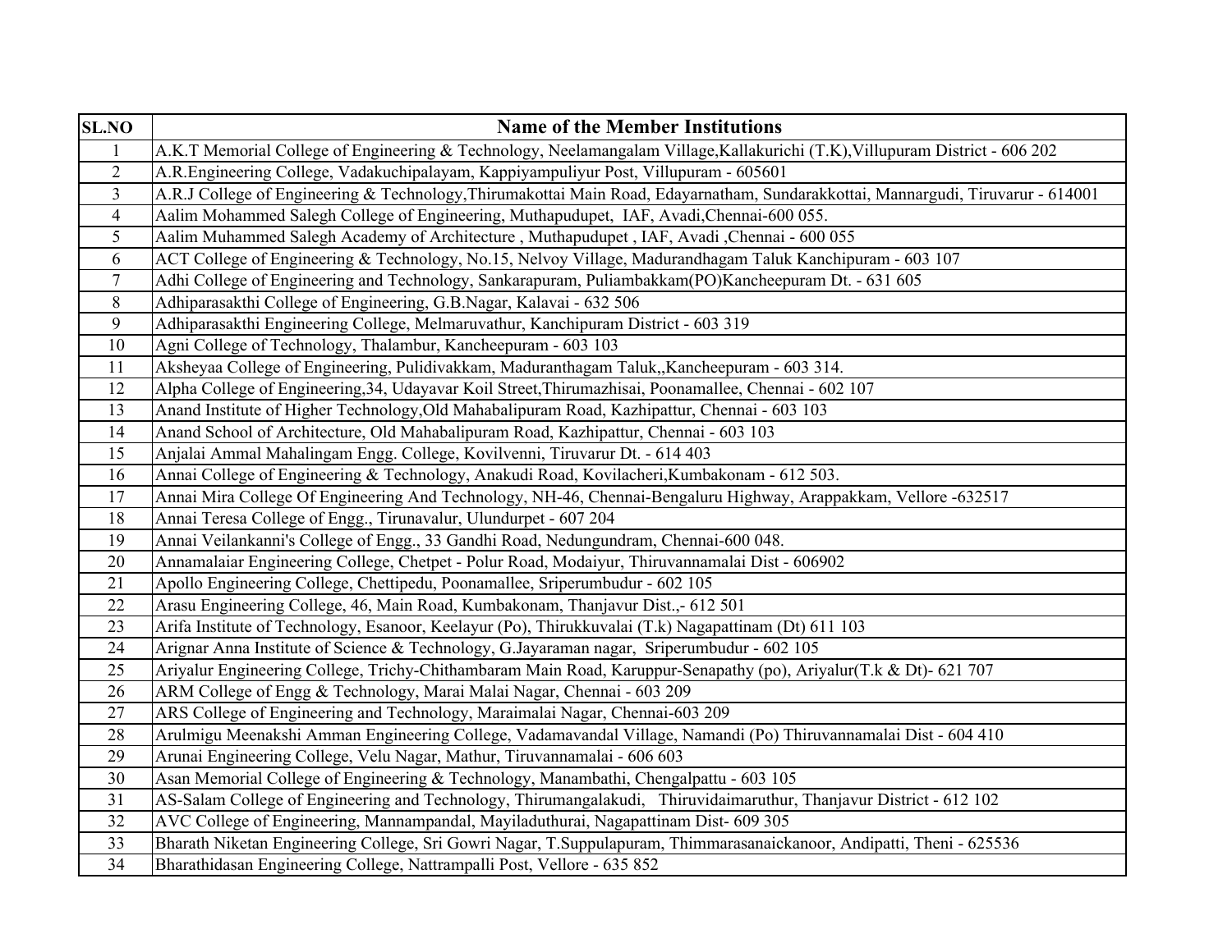| SL.NO | Name of the Member Institutions |
|---|---|
| 1 | A.K.T Memorial College of Engineering & Technology, Neelamangalam Village,Kallakurichi (T.K),Villupuram District - 606 202 |
| 2 | A.R.Engineering College, Vadakuchipalayam, Kappiyampuliyur Post, Villupuram - 605601 |
| 3 | A.R.J College of Engineering & Technology,Thirumakottai Main Road, Edayarnatham, Sundarakkottai, Mannargudi, Tiruvarur - 614001 |
| 4 | Aalim Mohammed Salegh College of Engineering, Muthapudupet, IAF, Avadi,Chennai-600 055. |
| 5 | Aalim Muhammed Salegh Academy of Architecture , Muthapudupet , IAF, Avadi ,Chennai - 600 055 |
| 6 | ACT College of Engineering & Technology, No.15, Nelvoy Village, Madurandhagam Taluk Kanchipuram - 603 107 |
| 7 | Adhi College of Engineering and Technology, Sankarapuram, Puliambakkam(PO)Kancheepuram Dt. - 631 605 |
| 8 | Adhiparasakthi College of Engineering, G.B.Nagar, Kalavai - 632 506 |
| 9 | Adhiparasakthi Engineering College, Melmaruvathur, Kanchipuram District - 603 319 |
| 10 | Agni College of Technology, Thalambur, Kancheepuram - 603 103 |
| 11 | Aksheyaa College of Engineering, Pulidivakkam, Maduranthagam Taluk,,Kancheepuram - 603 314. |
| 12 | Alpha College of Engineering,34, Udayavar Koil Street,Thirumazhisai, Poonamallee, Chennai - 602 107 |
| 13 | Anand Institute of Higher Technology,Old Mahabalipuram Road, Kazhipattur, Chennai - 603 103 |
| 14 | Anand School of Architecture, Old Mahabalipuram Road, Kazhipattur, Chennai - 603 103 |
| 15 | Anjalai Ammal Mahalingam Engg. College, Kovilvenni, Tiruvarur Dt. - 614 403 |
| 16 | Annai College of Engineering & Technology, Anakudi Road, Kovilacheri,Kumbakonam - 612 503. |
| 17 | Annai Mira College Of Engineering And Technology, NH-46, Chennai-Bengaluru Highway, Arappakkam, Vellore -632517 |
| 18 | Annai Teresa College of Engg., Tirunavalur, Ulundurpet - 607 204 |
| 19 | Annai Veilankanni's College of Engg., 33 Gandhi Road, Nedungundram, Chennai-600 048. |
| 20 | Annamalaiar Engineering College, Chetpet - Polur Road, Modaiyur, Thiruvannamalai Dist - 606902 |
| 21 | Apollo Engineering College, Chettipedu, Poonamallee, Sriperumbudur - 602 105 |
| 22 | Arasu Engineering College, 46, Main Road, Kumbakonam, Thanjavur Dist.,- 612 501 |
| 23 | Arifa Institute of Technology, Esanoor, Keelayur (Po), Thirukkuvalai (T.k) Nagapattinam (Dt) 611 103 |
| 24 | Arignar Anna Institute of Science & Technology, G.Jayaraman nagar, Sriperumbudur - 602 105 |
| 25 | Ariyalur Engineering College, Trichy-Chithambaram Main Road, Karuppur-Senapathy (po), Ariyalur(T.k & Dt)- 621 707 |
| 26 | ARM College of Engg & Technology, Marai Malai Nagar, Chennai - 603 209 |
| 27 | ARS College of Engineering and Technology, Maraimalai Nagar, Chennai-603 209 |
| 28 | Arulmigu Meenakshi Amman Engineering College, Vadamavandal Village, Namandi (Po) Thiruvannamalai Dist - 604 410 |
| 29 | Arunai Engineering College, Velu Nagar, Mathur, Tiruvannamalai - 606 603 |
| 30 | Asan Memorial College of Engineering & Technology, Manambathi, Chengalpattu - 603 105 |
| 31 | AS-Salam College of Engineering and Technology, Thirumangalakudi, Thiruvidaimaruthur, Thanjavur District - 612 102 |
| 32 | AVC College of Engineering, Mannampandal, Mayiladuthurai, Nagapattinam Dist- 609 305 |
| 33 | Bharath Niketan Engineering College, Sri Gowri Nagar, T.Suppulapuram, Thimmarasanaickanoor, Andipatti, Theni - 625536 |
| 34 | Bharathidasan Engineering College, Nattrampalli Post, Vellore - 635 852 |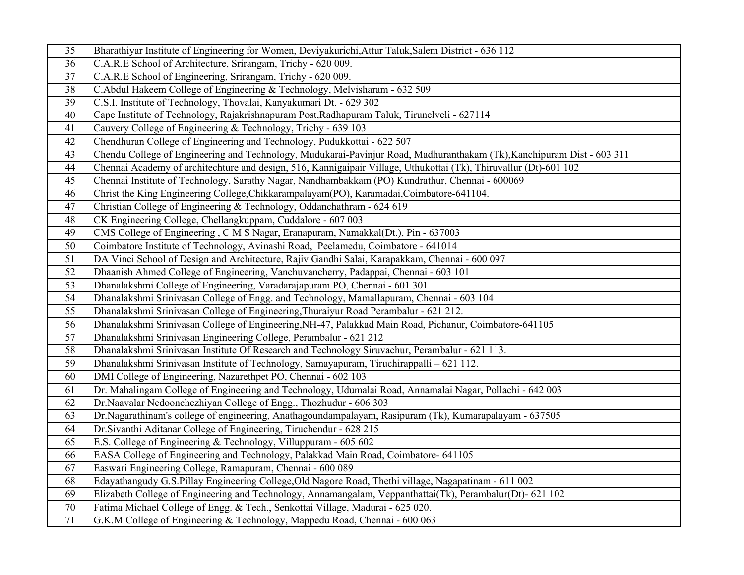| | |
|---|---|
| 35 | Bharathiyar Institute of Engineering for Women, Deviyakurichi,Attur Taluk,Salem District - 636 112 |
| 36 | C.A.R.E School of Architecture, Srirangam, Trichy - 620 009. |
| 37 | C.A.R.E School of Engineering, Srirangam, Trichy - 620 009. |
| 38 | C.Abdul Hakeem College of Engineering & Technology, Melvisharam - 632 509 |
| 39 | C.S.I. Institute of Technology, Thovalai, Kanyakumari Dt. - 629 302 |
| 40 | Cape Institute of Technology, Rajakrishnapuram Post,Radhapuram Taluk, Tirunelveli - 627114 |
| 41 | Cauvery College of Engineering & Technology, Trichy - 639 103 |
| 42 | Chendhuran College of Engineering and Technology, Pudukkottai - 622 507 |
| 43 | Chendu College of Engineering and Technology, Mudukarai-Pavinjur Road, Madhuranthakam (Tk),Kanchipuram Dist - 603 311 |
| 44 | Chennai Academy of architechture and design, 516, Kannigaipair Village, Uthukottai (Tk), Thiruvallur (Dt)-601 102 |
| 45 | Chennai Institute of Technology, Sarathy Nagar, Nandhambakkam (PO) Kundrathur, Chennai - 600069 |
| 46 | Christ the King Engineering College,Chikkarampalayam(PO), Karamadai,Coimbatore-641104. |
| 47 | Christian College of Engineering & Technology, Oddanchathram - 624 619 |
| 48 | CK Engineering College, Chellangkuppam, Cuddalore - 607 003 |
| 49 | CMS College of Engineering , C M S Nagar, Eranapuram, Namakkal(Dt.), Pin - 637003 |
| 50 | Coimbatore Institute of Technology, Avinashi Road, Peelamedu, Coimbatore - 641014 |
| 51 | DA Vinci School of Design and Architecture, Rajiv Gandhi Salai, Karapakkam, Chennai - 600 097 |
| 52 | Dhaanish Ahmed College of Engineering, Vanchuvancherry, Padappai, Chennai - 603 101 |
| 53 | Dhanalakshmi College of Engineering, Varadarajapuram PO, Chennai - 601 301 |
| 54 | Dhanalakshmi Srinivasan College of Engg. and Technology, Mamallapuram, Chennai - 603 104 |
| 55 | Dhanalakshmi Srinivasan College of Engineering,Thuraiyur Road Perambalur - 621 212. |
| 56 | Dhanalakshmi Srinivasan College of Engineering,NH-47, Palakkad Main Road, Pichanur, Coimbatore-641105 |
| 57 | Dhanalakshmi Srinivasan Engineering College, Perambalur - 621 212 |
| 58 | Dhanalakshmi Srinivasan Institute Of Research and Technology Siruvachur, Perambalur - 621 113. |
| 59 | Dhanalakshmi Srinivasan Institute of Technology, Samayapuram, Tiruchirappalli – 621 112. |
| 60 | DMI College of Engineering, Nazarethpet PO, Chennai - 602 103 |
| 61 | Dr. Mahalingam College of Engineering and Technology, Udumalai Road, Annamalai Nagar, Pollachi - 642 003 |
| 62 | Dr.Naavalar Nedoonchezhiyan College of Engg., Thozhudur - 606 303 |
| 63 | Dr.Nagarathinam's college of engineering, Anathagoundampalayam, Rasipuram (Tk), Kumarapalayam - 637505 |
| 64 | Dr.Sivanthi Aditanar College of Engineering, Tiruchendur - 628 215 |
| 65 | E.S. College of Engineering & Technology, Villuppuram - 605 602 |
| 66 | EASA College of Engineering and Technology, Palakkad Main Road, Coimbatore- 641105 |
| 67 | Easwari Engineering College, Ramapuram, Chennai - 600 089 |
| 68 | Edayathangudy G.S.Pillay Engineering College,Old Nagore Road, Thethi village, Nagapatinam - 611 002 |
| 69 | Elizabeth College of Engineering and Technology, Annamangalam, Veppanthattai(Tk), Perambalur(Dt)- 621 102 |
| 70 | Fatima Michael College of Engg. & Tech., Senkottai Village, Madurai - 625 020. |
| 71 | G.K.M College of Engineering & Technology, Mappedu Road, Chennai - 600 063 |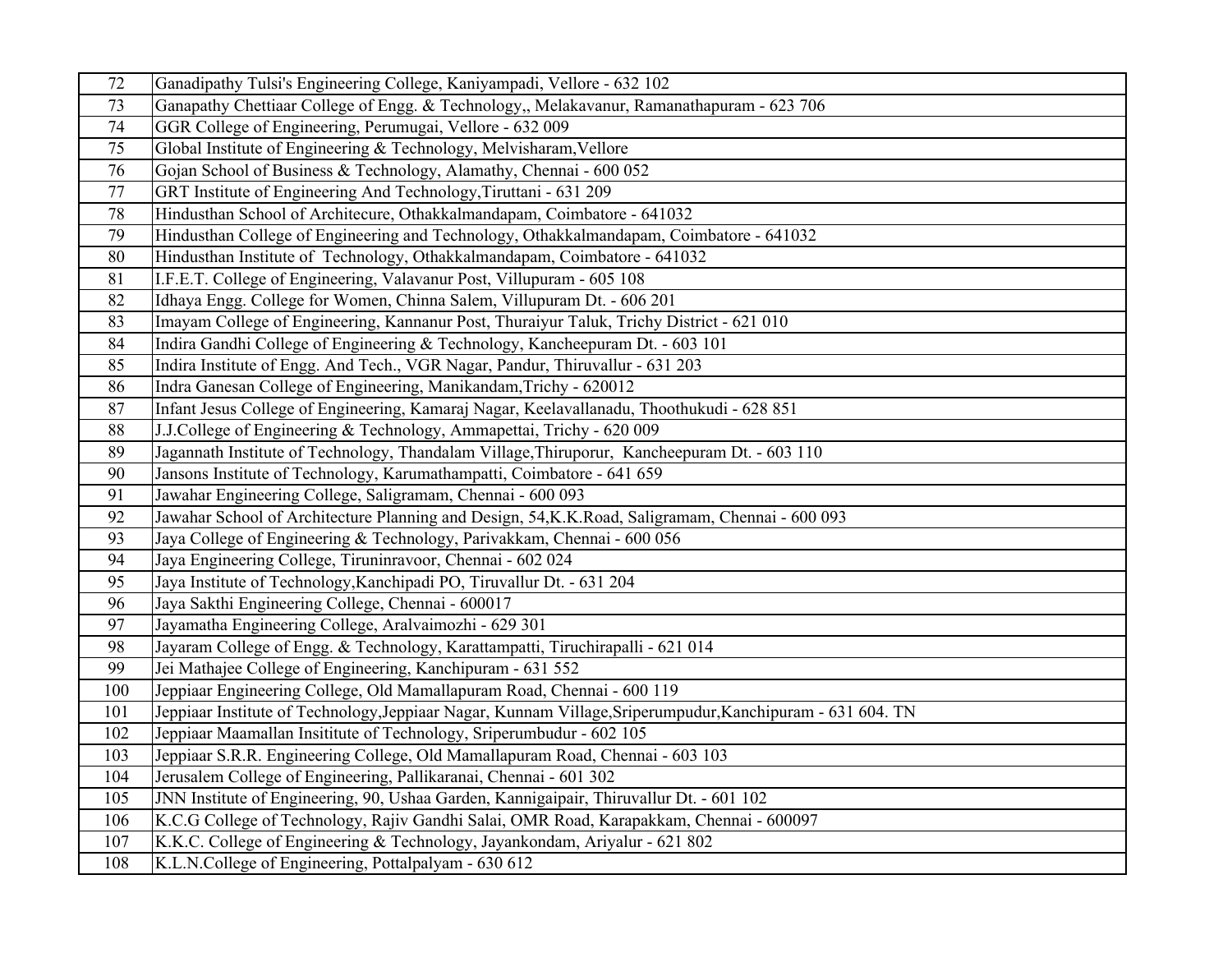| 72 | Ganadipathy Tulsi's Engineering College, Kaniyampadi, Vellore - 632 102 |
|---|---|
| 73 | Ganapathy Chettiaar College of Engg. & Technology,, Melakavanur, Ramanathapuram - 623 706 |
| 74 | GGR College of Engineering, Perumugai, Vellore - 632 009 |
| 75 | Global Institute of Engineering & Technology, Melvisharam,Vellore |
| 76 | Gojan School of Business & Technology, Alamathy, Chennai - 600 052 |
| 77 | GRT Institute of Engineering And Technology,Tiruttani - 631 209 |
| 78 | Hindusthan School of Architecure, Othakkalmandapam, Coimbatore - 641032 |
| 79 | Hindusthan College of Engineering and Technology, Othakkalmandapam, Coimbatore - 641032 |
| 80 | Hindusthan Institute of Technology, Othakkalmandapam, Coimbatore - 641032 |
| 81 | I.F.E.T. College of Engineering, Valavanur Post, Villupuram - 605 108 |
| 82 | Idhaya Engg. College for Women, Chinna Salem, Villupuram Dt. - 606 201 |
| 83 | Imayam College of Engineering, Kannanur Post, Thuraiyur Taluk, Trichy District - 621 010 |
| 84 | Indira Gandhi College of Engineering & Technology, Kancheepuram Dt. - 603 101 |
| 85 | Indira Institute of Engg. And Tech., VGR Nagar, Pandur, Thiruvallur - 631 203 |
| 86 | Indra Ganesan College of Engineering, Manikandam,Trichy - 620012 |
| 87 | Infant Jesus College of Engineering, Kamaraj Nagar, Keelavallanadu, Thoothukudi - 628 851 |
| 88 | J.J.College of Engineering & Technology, Ammapettai, Trichy - 620 009 |
| 89 | Jagannath Institute of Technology, Thandalam Village,Thiruporur, Kancheepuram Dt. - 603 110 |
| 90 | Jansons Institute of Technology, Karumathampatti, Coimbatore - 641 659 |
| 91 | Jawahar Engineering College, Saligramam, Chennai - 600 093 |
| 92 | Jawahar School of Architecture Planning and Design, 54,K.K.Road, Saligramam, Chennai - 600 093 |
| 93 | Jaya College of Engineering & Technology, Parivakkam, Chennai - 600 056 |
| 94 | Jaya Engineering College, Tiruninravoor, Chennai - 602 024 |
| 95 | Jaya Institute of Technology,Kanchipadi PO, Tiruvallur Dt. - 631 204 |
| 96 | Jaya Sakthi Engineering College, Chennai - 600017 |
| 97 | Jayamatha Engineering College, Aralvaimozhi - 629 301 |
| 98 | Jayaram College of Engg. & Technology, Karattampatti, Tiruchirapalli - 621 014 |
| 99 | Jei Mathajee College of Engineering, Kanchipuram - 631 552 |
| 100 | Jeppiaar Engineering College, Old Mamallapuram Road, Chennai - 600 119 |
| 101 | Jeppiaar Institute of Technology,Jeppiaar Nagar, Kunnam Village,Sriperumpudur,Kanchipuram - 631 604. TN |
| 102 | Jeppiaar Maamallan Insititute of Technology, Sriperumbudur - 602 105 |
| 103 | Jeppiaar S.R.R. Engineering College, Old Mamallapuram Road, Chennai - 603 103 |
| 104 | Jerusalem College of Engineering, Pallikaranai, Chennai - 601 302 |
| 105 | JNN Institute of Engineering, 90, Ushaa Garden, Kannigaipair, Thiruvallur Dt. - 601 102 |
| 106 | K.C.G College of Technology, Rajiv Gandhi Salai, OMR Road, Karapakkam, Chennai - 600097 |
| 107 | K.K.C. College of Engineering & Technology, Jayankondam, Ariyalur - 621 802 |
| 108 | K.L.N.College of Engineering, Pottalpalyam - 630 612 |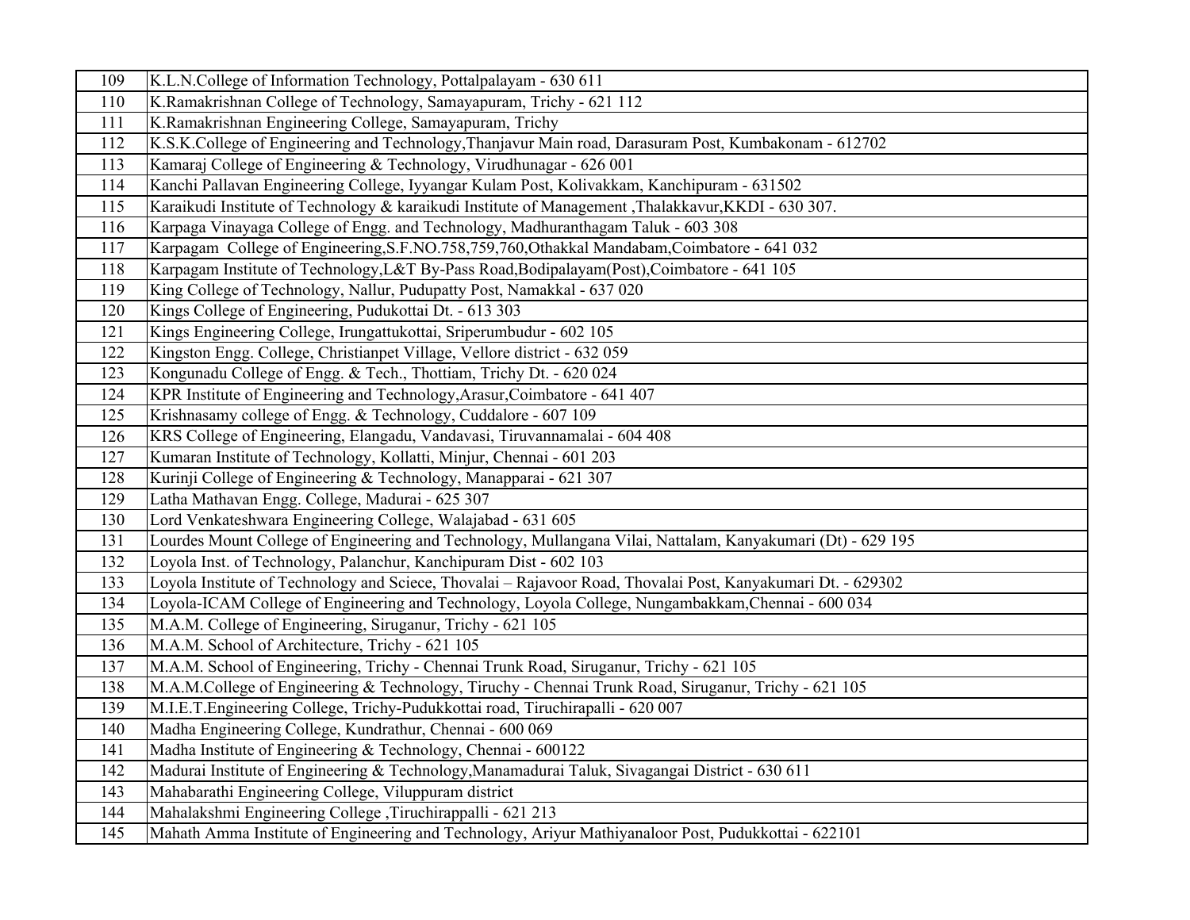| | |
|---|---|
| 109 | K.L.N.College of Information Technology, Pottalpalayam - 630 611 |
| 110 | K.Ramakrishnan College of Technology, Samayapuram, Trichy - 621 112 |
| 111 | K.Ramakrishnan Engineering College, Samayapuram, Trichy |
| 112 | K.S.K.College of Engineering and Technology,Thanjavur Main road, Darasuram Post, Kumbakonam - 612702 |
| 113 | Kamaraj College of Engineering & Technology, Virudhunagar - 626 001 |
| 114 | Kanchi Pallavan Engineering College, Iyyangar Kulam Post, Kolivakkam, Kanchipuram - 631502 |
| 115 | Karaikudi Institute of Technology & karaikudi Institute of Management ,Thalakkavur,KKDI - 630 307. |
| 116 | Karpaga Vinayaga College of Engg. and Technology, Madhuranthagam Taluk - 603 308 |
| 117 | Karpagam College of Engineering,S.F.NO.758,759,760,Othakkal Mandabam,Coimbatore - 641 032 |
| 118 | Karpagam Institute of Technology,L&T By-Pass Road,Bodipalayam(Post),Coimbatore - 641 105 |
| 119 | King College of Technology, Nallur, Pudupatty Post, Namakkal - 637 020 |
| 120 | Kings College of Engineering, Pudukottai Dt. - 613 303 |
| 121 | Kings Engineering College, Irungattukottai, Sriperumbudur - 602 105 |
| 122 | Kingston Engg. College, Christianpet Village, Vellore district - 632 059 |
| 123 | Kongunadu College of Engg. & Tech., Thottiam, Trichy Dt. - 620 024 |
| 124 | KPR Institute of Engineering and Technology,Arasur,Coimbatore - 641 407 |
| 125 | Krishnasamy college of Engg. & Technology, Cuddalore - 607 109 |
| 126 | KRS College of Engineering, Elangadu, Vandavasi, Tiruvannamalai - 604 408 |
| 127 | Kumaran Institute of Technology, Kollatti, Minjur, Chennai - 601 203 |
| 128 | Kurinji College of Engineering & Technology, Manapparai - 621 307 |
| 129 | Latha Mathavan Engg. College, Madurai - 625 307 |
| 130 | Lord Venkateshwara Engineering College, Walajabad - 631 605 |
| 131 | Lourdes Mount College of Engineering and Technology, Mullangana Vilai, Nattalam, Kanyakumari (Dt) - 629 195 |
| 132 | Loyola Inst. of Technology, Palanchur, Kanchipuram Dist - 602 103 |
| 133 | Loyola Institute of Technology and Sciece, Thovalai – Rajavoor Road, Thovalai Post, Kanyakumari Dt. - 629302 |
| 134 | Loyola-ICAM College of Engineering and Technology, Loyola College, Nungambakkam,Chennai - 600 034 |
| 135 | M.A.M. College of Engineering, Siruganur, Trichy - 621 105 |
| 136 | M.A.M. School of Architecture, Trichy - 621 105 |
| 137 | M.A.M. School of Engineering, Trichy - Chennai Trunk Road, Siruganur, Trichy - 621 105 |
| 138 | M.A.M.College of Engineering & Technology, Tiruchy - Chennai Trunk Road, Siruganur, Trichy - 621 105 |
| 139 | M.I.E.T.Engineering College, Trichy-Pudukkottai road, Tiruchirapalli - 620 007 |
| 140 | Madha Engineering College, Kundrathur, Chennai - 600 069 |
| 141 | Madha Institute of Engineering & Technology, Chennai - 600122 |
| 142 | Madurai Institute of Engineering & Technology,Manamadurai Taluk, Sivagangai District - 630 611 |
| 143 | Mahabarathi Engineering College, Viluppuram district |
| 144 | Mahalakshmi Engineering College ,Tiruchirappalli - 621 213 |
| 145 | Mahath Amma Institute of Engineering and Technology, Ariyur Mathiyanaloor Post, Pudukkottai - 622101 |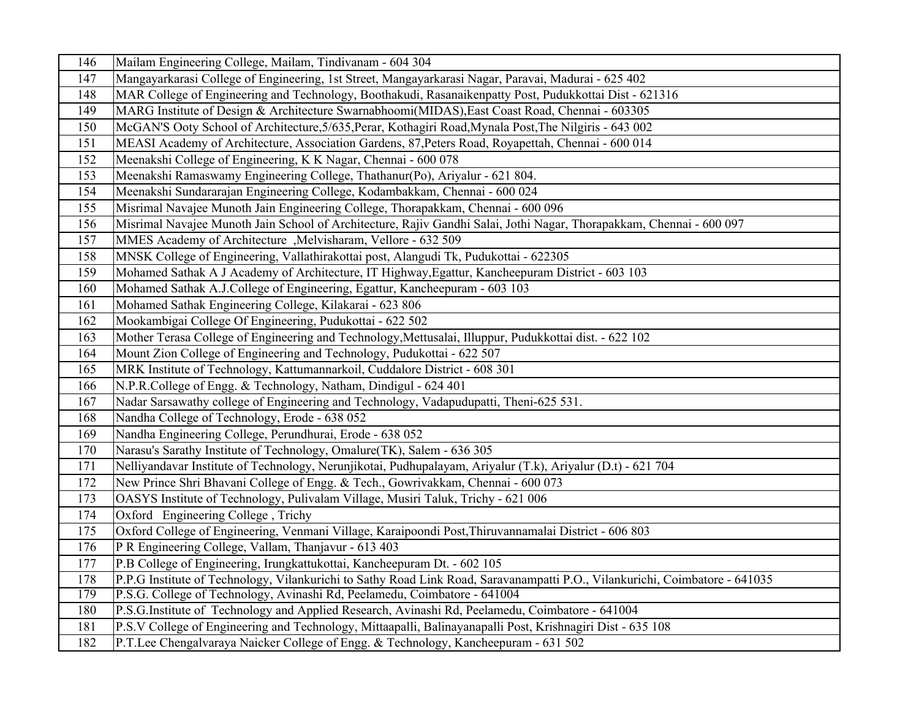| | |
|---|---|
| 146 | Mailam Engineering College, Mailam, Tindivanam - 604 304 |
| 147 | Mangayarkarasi College of Engineering, 1st Street, Mangayarkarasi Nagar, Paravai, Madurai - 625 402 |
| 148 | MAR College of Engineering and Technology, Boothakudi, Rasanaikenpatty Post, Pudukkottai Dist - 621316 |
| 149 | MARG Institute of Design & Architecture Swarnabhoomi(MIDAS),East Coast Road, Chennai - 603305 |
| 150 | McGAN'S Ooty School of Architecture,5/635,Perar, Kothagiri Road,Mynala Post,The Nilgiris - 643 002 |
| 151 | MEASI Academy of Architecture, Association Gardens, 87,Peters Road, Royapettah, Chennai - 600 014 |
| 152 | Meenakshi College of Engineering, K K Nagar, Chennai - 600 078 |
| 153 | Meenakshi Ramaswamy Engineering College, Thathanur(Po), Ariyalur - 621 804. |
| 154 | Meenakshi Sundararajan Engineering College, Kodambakkam, Chennai - 600 024 |
| 155 | Misrimal Navajee Munoth Jain Engineering College, Thorapakkam, Chennai - 600 096 |
| 156 | Misrimal Navajee Munoth Jain School of Architecture, Rajiv Gandhi Salai, Jothi Nagar, Thorapakkam, Chennai - 600 097 |
| 157 | MMES Academy of Architecture ,Melvisharam, Vellore - 632 509 |
| 158 | MNSK College of Engineering, Vallathirakottai post, Alangudi Tk, Pudukottai - 622305 |
| 159 | Mohamed Sathak A J Academy of Architecture, IT Highway,Egattur, Kancheepuram District - 603 103 |
| 160 | Mohamed Sathak A.J.College of Engineering, Egattur, Kancheepuram - 603 103 |
| 161 | Mohamed Sathak Engineering College, Kilakarai - 623 806 |
| 162 | Mookambigai College Of Engineering, Pudukottai - 622 502 |
| 163 | Mother Terasa College of Engineering and Technology,Mettusalai, Illuppur, Pudukkottai dist. - 622 102 |
| 164 | Mount Zion College of Engineering and Technology, Pudukottai - 622 507 |
| 165 | MRK Institute of Technology, Kattumannarkoil, Cuddalore District - 608 301 |
| 166 | N.P.R.College of Engg. & Technology, Natham, Dindigul - 624 401 |
| 167 | Nadar Sarsawathy college of Engineering and Technology, Vadapudupatti, Theni-625 531. |
| 168 | Nandha College of Technology, Erode - 638 052 |
| 169 | Nandha Engineering College, Perundhurai, Erode - 638 052 |
| 170 | Narasu's Sarathy Institute of Technology, Omalure(TK), Salem - 636 305 |
| 171 | Nelliyandavar Institute of Technology, Nerunjikotai, Pudhupalayam, Ariyalur (T.k), Ariyalur (D.t) - 621 704 |
| 172 | New Prince Shri Bhavani College of Engg. & Tech., Gowrivakkam, Chennai - 600 073 |
| 173 | OASYS Institute of Technology, Pulivalam Village, Musiri Taluk, Trichy - 621 006 |
| 174 | Oxford Engineering College , Trichy |
| 175 | Oxford College of Engineering, Venmani Village, Karaipoondi Post,Thiruvannamalai District - 606 803 |
| 176 | P R Engineering College, Vallam, Thanjavur - 613 403 |
| 177 | P.B College of Engineering, Irungkattukottai, Kancheepuram Dt. - 602 105 |
| 178 | P.P.G Institute of Technology, Vilankurichi to Sathy Road Link Road, Saravanampatti P.O., Vilankurichi, Coimbatore - 641035 |
| 179 | P.S.G. College of Technology, Avinashi Rd, Peelamedu, Coimbatore - 641004 |
| 180 | P.S.G.Institute of Technology and Applied Research, Avinashi Rd, Peelamedu, Coimbatore - 641004 |
| 181 | P.S.V College of Engineering and Technology, Mittaapalli, Balinayanapalli Post, Krishnagiri Dist - 635 108 |
| 182 | P.T.Lee Chengalvaraya Naicker College of Engg. & Technology, Kancheepuram - 631 502 |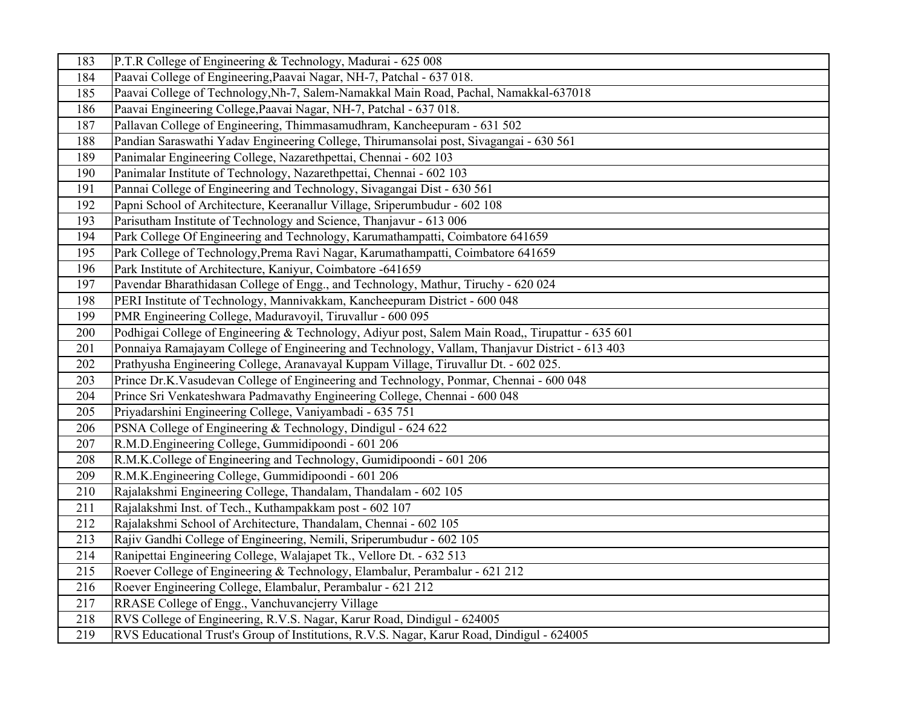| 183 | P.T.R College of Engineering & Technology, Madurai - 625 008 |
|---|---|
| 184 | Paavai College of Engineering,Paavai Nagar, NH-7, Patchal - 637 018. |
| 185 | Paavai College of Technology,Nh-7, Salem-Namakkal Main Road, Pachal, Namakkal-637018 |
| 186 | Paavai Engineering College,Paavai Nagar, NH-7, Patchal - 637 018. |
| 187 | Pallavan College of Engineering, Thimmasamudhram, Kancheepuram - 631 502 |
| 188 | Pandian Saraswathi Yadav Engineering College, Thirumansolai post, Sivagangai - 630 561 |
| 189 | Panimalar Engineering College, Nazarethpettai, Chennai - 602 103 |
| 190 | Panimalar Institute of Technology, Nazarethpettai, Chennai - 602 103 |
| 191 | Pannai College of Engineering and Technology, Sivagangai Dist - 630 561 |
| 192 | Papni School of Architecture, Keeranallur Village, Sriperumbudur - 602 108 |
| 193 | Parisutham Institute of Technology and Science, Thanjavur - 613 006 |
| 194 | Park College Of Engineering and Technology, Karumathampatti, Coimbatore 641659 |
| 195 | Park College of Technology,Prema Ravi Nagar, Karumathampatti, Coimbatore 641659 |
| 196 | Park Institute of Architecture, Kaniyur, Coimbatore -641659 |
| 197 | Pavendar Bharathidasan College of Engg., and Technology, Mathur, Tiruchy - 620 024 |
| 198 | PERI Institute of Technology, Mannivakkam, Kancheepuram District - 600 048 |
| 199 | PMR Engineering College, Maduravoyil, Tiruvallur - 600 095 |
| 200 | Podhigai College of Engineering & Technology, Adiyur post, Salem Main Road,, Tirupattur - 635 601 |
| 201 | Ponnaiya Ramajayam College of Engineering and Technology, Vallam, Thanjavur District - 613 403 |
| 202 | Prathyusha Engineering College, Aranavayal Kuppam Village, Tiruvallur Dt. - 602 025. |
| 203 | Prince Dr.K.Vasudevan College of Engineering and Technology, Ponmar, Chennai - 600 048 |
| 204 | Prince Sri Venkateshwara Padmavathy Engineering College, Chennai - 600 048 |
| 205 | Priyadarshini Engineering College, Vaniyambadi - 635 751 |
| 206 | PSNA College of Engineering & Technology, Dindigul - 624 622 |
| 207 | R.M.D.Engineering College, Gummidipoondi - 601 206 |
| 208 | R.M.K.College of Engineering and Technology, Gumidipoondi - 601 206 |
| 209 | R.M.K.Engineering College, Gummidipoondi - 601 206 |
| 210 | Rajalakshmi Engineering College, Thandalam, Thandalam - 602 105 |
| 211 | Rajalakshmi Inst. of Tech., Kuthampakkam post - 602 107 |
| 212 | Rajalakshmi School of Architecture, Thandalam, Chennai - 602 105 |
| 213 | Rajiv Gandhi College of Engineering, Nemili, Sriperumbudur - 602 105 |
| 214 | Ranipettai Engineering College, Walajapet Tk., Vellore Dt. - 632 513 |
| 215 | Roever College of Engineering & Technology, Elambalur, Perambalur - 621 212 |
| 216 | Roever Engineering College, Elambalur, Perambalur - 621 212 |
| 217 | RRASE College of Engg., Vanchuvancjerry Village |
| 218 | RVS College of Engineering, R.V.S. Nagar, Karur Road, Dindigul - 624005 |
| 219 | RVS Educational Trust's Group of Institutions, R.V.S. Nagar, Karur Road, Dindigul - 624005 |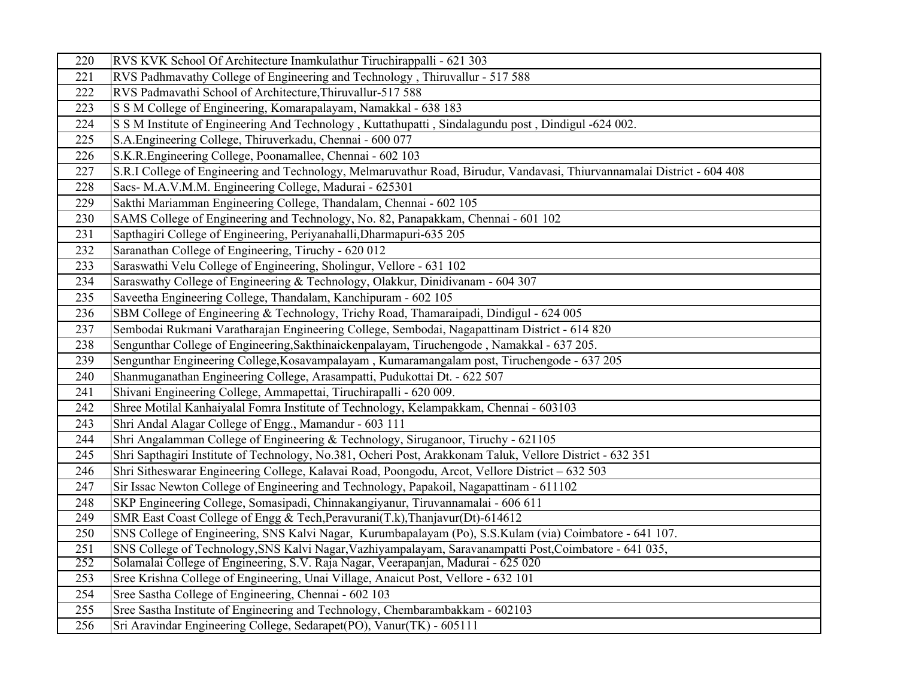| 220 | RVS KVK School Of Architecture Inamkulathur Tiruchirappalli - 621 303 |
|---|---|
| 221 | RVS Padhmavathy College of Engineering and Technology , Thiruvallur - 517 588 |
| 222 | RVS Padmavathi School of Architecture,Thiruvallur-517 588 |
| 223 | S S M College of Engineering, Komarapalayam, Namakkal - 638 183 |
| 224 | S S M Institute of Engineering And Technology , Kuttathupatti , Sindalagundu post , Dindigul -624 002. |
| 225 | S.A.Engineering College, Thiruverkadu, Chennai - 600 077 |
| 226 | S.K.R.Engineering College, Poonamallee, Chennai - 602 103 |
| 227 | S.R.I College of Engineering and Technology, Melmaruvathur Road, Birudur, Vandavasi, Thiurvannamalai District - 604 408 |
| 228 | Sacs- M.A.V.M.M. Engineering College, Madurai - 625301 |
| 229 | Sakthi Mariamman Engineering College, Thandalam, Chennai - 602 105 |
| 230 | SAMS College of Engineering and Technology, No. 82, Panapakkam, Chennai - 601 102 |
| 231 | Sapthagiri College of Engineering, Periyanahalli,Dharmapuri-635 205 |
| 232 | Saranathan College of Engineering, Tiruchy - 620 012 |
| 233 | Saraswathi Velu College of Engineering, Sholingur, Vellore - 631 102 |
| 234 | Saraswathy College of Engineering & Technology, Olakkur, Dinidivanam - 604 307 |
| 235 | Saveetha Engineering College, Thandalam, Kanchipuram - 602 105 |
| 236 | SBM College of Engineering & Technology, Trichy Road, Thamaraipadi, Dindigul - 624 005 |
| 237 | Sembodai Rukmani Varatharajan Engineering College, Sembodai, Nagapattinam District - 614 820 |
| 238 | Sengunthar College of Engineering,Sakthinaickenpalayam, Tiruchengode , Namakkal - 637 205. |
| 239 | Sengunthar Engineering College,Kosavampalayam , Kumaramangalam post, Tiruchengode - 637 205 |
| 240 | Shanmuganathan Engineering College, Arasampatti, Pudukottai Dt. - 622 507 |
| 241 | Shivani Engineering College, Ammapettai, Tiruchirapalli - 620 009. |
| 242 | Shree Motilal Kanhaiyalal Fomra Institute of Technology, Kelampakkam, Chennai - 603103 |
| 243 | Shri Andal Alagar College of Engg., Mamandur - 603 111 |
| 244 | Shri Angalamman College of Engineering & Technology, Siruganoor, Tiruchy - 621105 |
| 245 | Shri Sapthagiri Institute of Technology, No.381, Ocheri Post, Arakkonam Taluk, Vellore District - 632 351 |
| 246 | Shri Sitheswarar Engineering College, Kalavai Road, Poongodu, Arcot, Vellore District – 632 503 |
| 247 | Sir Issac Newton College of Engineering and Technology, Papakoil, Nagapattinam - 611102 |
| 248 | SKP Engineering College, Somasipadi, Chinnakangiyanur, Tiruvannamalai - 606 611 |
| 249 | SMR East Coast College of Engg & Tech,Peravurani(T.k),Thanjavur(Dt)-614612 |
| 250 | SNS College of Engineering, SNS Kalvi Nagar, Kurumbapalayam (Po), S.S.Kulam (via) Coimbatore - 641 107. |
| 251 | SNS College of Technology,SNS Kalvi Nagar,Vazhiyampalayam, Saravanampatti Post,Coimbatore - 641 035, |
| 252 | Solamalai College of Engineering, S.V. Raja Nagar, Veerapanjan, Madurai - 625 020 |
| 253 | Sree Krishna College of Engineering, Unai Village, Anaicut Post, Vellore - 632 101 |
| 254 | Sree Sastha College of Engineering, Chennai - 602 103 |
| 255 | Sree Sastha Institute of Engineering and Technology, Chembarambakkam - 602103 |
| 256 | Sri Aravindar Engineering College, Sedarapet(PO), Vanur(TK) - 605111 |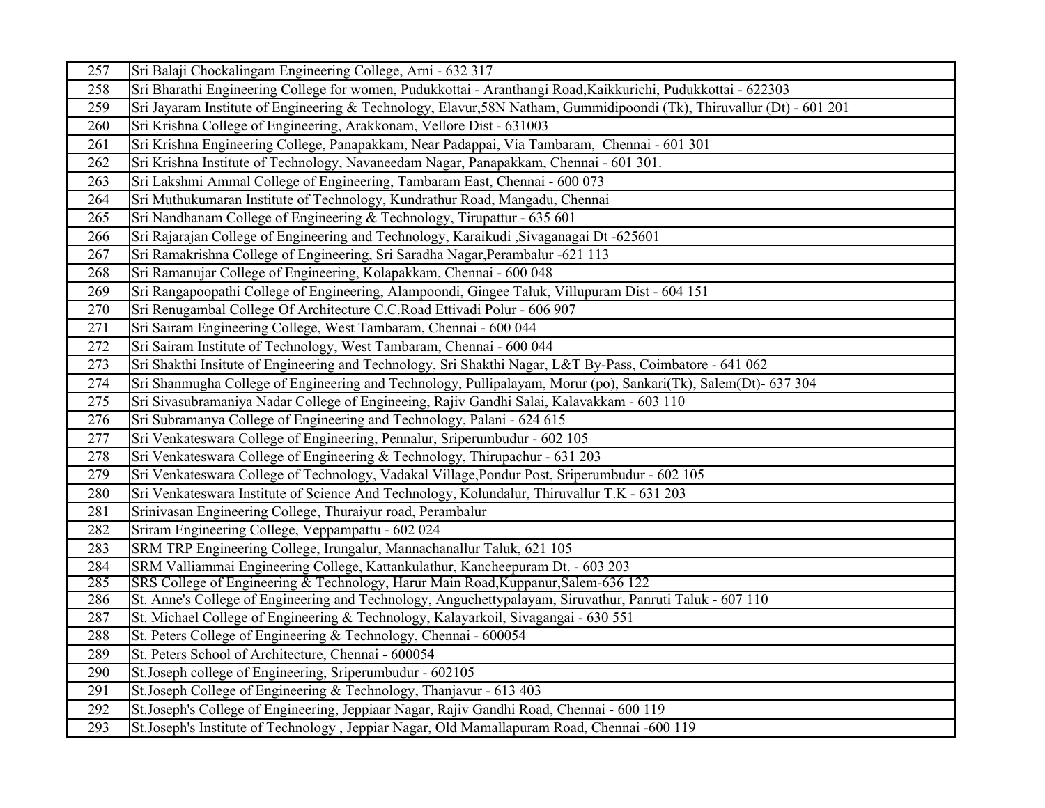| | |
|---|---|
| 257 | Sri Balaji Chockalingam Engineering College, Arni - 632 317 |
| 258 | Sri Bharathi Engineering College for women, Pudukkottai - Aranthangi Road,Kaikkurichi, Pudukkottai - 622303 |
| 259 | Sri Jayaram Institute of Engineering & Technology, Elavur,58N Natham, Gummidipoondi (Tk), Thiruvallur (Dt) - 601 201 |
| 260 | Sri Krishna College of Engineering, Arakkonam, Vellore Dist - 631003 |
| 261 | Sri Krishna Engineering College, Panapakkam, Near Padappai, Via Tambaram, Chennai - 601 301 |
| 262 | Sri Krishna Institute of Technology, Navaneedam Nagar, Panapakkam, Chennai - 601 301. |
| 263 | Sri Lakshmi Ammal College of Engineering, Tambaram East, Chennai - 600 073 |
| 264 | Sri Muthukumaran Institute of Technology, Kundrathur Road, Mangadu, Chennai |
| 265 | Sri Nandhanam College of Engineering & Technology, Tirupattur - 635 601 |
| 266 | Sri Rajarajan College of Engineering and Technology, Karaikudi ,Sivaganagai Dt -625601 |
| 267 | Sri Ramakrishna College of Engineering, Sri Saradha Nagar,Perambalur -621 113 |
| 268 | Sri Ramanujar College of Engineering, Kolapakkam, Chennai - 600 048 |
| 269 | Sri Rangapoopathi College of Engineering, Alampoondi, Gingee Taluk, Villupuram Dist - 604 151 |
| 270 | Sri Renugambal College Of Architecture C.C.Road Ettivadi Polur - 606 907 |
| 271 | Sri Sairam Engineering College, West Tambaram, Chennai - 600 044 |
| 272 | Sri Sairam Institute of Technology, West Tambaram, Chennai - 600 044 |
| 273 | Sri Shakthi Insitute of Engineering and Technology, Sri Shakthi Nagar, L&T By-Pass, Coimbatore - 641 062 |
| 274 | Sri Shanmugha College of Engineering and Technology, Pullipalayam, Morur (po), Sankari(Tk), Salem(Dt)- 637 304 |
| 275 | Sri Sivasubramaniya Nadar College of Engineeing, Rajiv Gandhi Salai, Kalavakkam - 603 110 |
| 276 | Sri Subramanya College of Engineering and Technology, Palani - 624 615 |
| 277 | Sri Venkateswara College of Engineering, Pennalur, Sriperumbudur - 602 105 |
| 278 | Sri Venkateswara College of Engineering & Technology, Thirupachur - 631 203 |
| 279 | Sri Venkateswara College of Technology, Vadakal Village,Pondur Post, Sriperumbudur - 602 105 |
| 280 | Sri Venkateswara Institute of Science And Technology, Kolundalur, Thiruvallur T.K - 631 203 |
| 281 | Srinivasan Engineering College, Thuraiyur road, Perambalur |
| 282 | Sriram Engineering College, Veppampattu - 602 024 |
| 283 | SRM TRP Engineering College, Irungalur, Mannachanallur Taluk, 621 105 |
| 284 | SRM Valliammai Engineering College, Kattankulathur, Kancheepuram Dt. - 603 203 |
| 285 | SRS College of Engineering & Technology, Harur Main Road,Kuppanur,Salem-636 122 |
| 286 | St. Anne's College of Engineering and Technology, Anguchettypalayam, Siruvathur, Panruti Taluk - 607 110 |
| 287 | St. Michael College of Engineering & Technology, Kalayarkoil, Sivagangai - 630 551 |
| 288 | St. Peters College of Engineering & Technology, Chennai - 600054 |
| 289 | St. Peters School of Architecture, Chennai - 600054 |
| 290 | St.Joseph college of Engineering, Sriperumbudur - 602105 |
| 291 | St.Joseph College of Engineering & Technology, Thanjavur - 613 403 |
| 292 | St.Joseph's College of Engineering, Jeppiaar Nagar, Rajiv Gandhi Road, Chennai - 600 119 |
| 293 | St.Joseph's Institute of Technology , Jeppiar Nagar, Old Mamallapuram Road, Chennai -600 119 |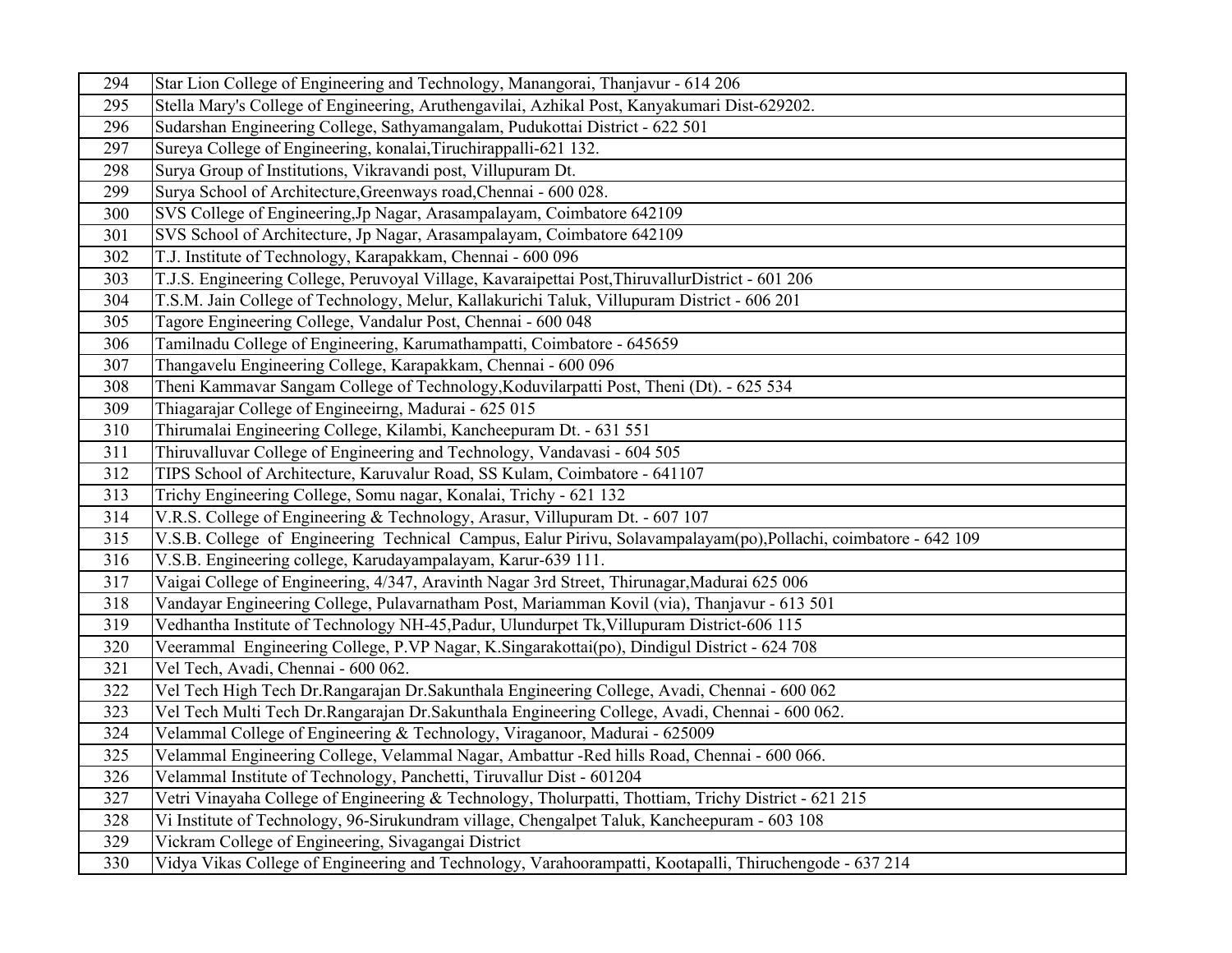| 294 | Star Lion College of Engineering and Technology, Manangorai, Thanjavur - 614 206 |
|---|---|
| 295 | Stella Mary's College of Engineering, Aruthengavilai, Azhikal Post, Kanyakumari Dist-629202. |
| 296 | Sudarshan Engineering College, Sathyamangalam, Pudukottai District - 622 501 |
| 297 | Sureya College of Engineering, konalai,Tiruchirappalli-621 132. |
| 298 | Surya Group of Institutions, Vikravandi post, Villupuram Dt. |
| 299 | Surya School of Architecture,Greenways road,Chennai - 600 028. |
| 300 | SVS College of Engineering,Jp Nagar, Arasampalayam, Coimbatore 642109 |
| 301 | SVS School of Architecture, Jp Nagar, Arasampalayam, Coimbatore 642109 |
| 302 | T.J. Institute of Technology, Karapakkam, Chennai - 600 096 |
| 303 | T.J.S. Engineering College, Peruvoyal Village, Kavaraipettai Post,ThiruvallurDistrict - 601 206 |
| 304 | T.S.M. Jain College of Technology, Melur, Kallakurichi Taluk, Villupuram District - 606 201 |
| 305 | Tagore Engineering College, Vandalur Post, Chennai - 600 048 |
| 306 | Tamilnadu College of Engineering, Karumathampatti, Coimbatore - 645659 |
| 307 | Thangavelu Engineering College, Karapakkam, Chennai - 600 096 |
| 308 | Theni Kammavar Sangam College of Technology,Koduvilarpatti Post, Theni (Dt). - 625 534 |
| 309 | Thiagarajar College of Engineeirng, Madurai - 625 015 |
| 310 | Thirumalai Engineering College, Kilambi, Kancheepuram Dt. - 631 551 |
| 311 | Thiruvalluvar College of Engineering and Technology, Vandavasi - 604 505 |
| 312 | TIPS School of Architecture, Karuvalur Road, SS Kulam, Coimbatore - 641107 |
| 313 | Trichy Engineering College, Somu nagar, Konalai, Trichy - 621 132 |
| 314 | V.R.S. College of Engineering & Technology, Arasur, Villupuram Dt. - 607 107 |
| 315 | V.S.B. College of Engineering Technical Campus, Ealur Pirivu, Solavampalayam(po),Pollachi, coimbatore - 642 109 |
| 316 | V.S.B. Engineering college, Karudayampalayam, Karur-639 111. |
| 317 | Vaigai College of Engineering, 4/347, Aravinth Nagar 3rd Street, Thirunagar,Madurai 625 006 |
| 318 | Vandayar Engineering College, Pulavarnatham Post, Mariamman Kovil (via), Thanjavur - 613 501 |
| 319 | Vedhantha Institute of Technology NH-45,Padur, Ulundurpet Tk,Villupuram District-606 115 |
| 320 | Veerammal Engineering College, P.VP Nagar, K.Singarakottai(po), Dindigul District - 624 708 |
| 321 | Vel Tech, Avadi, Chennai - 600 062. |
| 322 | Vel Tech High Tech Dr.Rangarajan Dr.Sakunthala Engineering College, Avadi, Chennai - 600 062 |
| 323 | Vel Tech Multi Tech Dr.Rangarajan Dr.Sakunthala Engineering College, Avadi, Chennai - 600 062. |
| 324 | Velammal College of Engineering & Technology, Viraganoor, Madurai - 625009 |
| 325 | Velammal Engineering College, Velammal Nagar, Ambattur -Red hills Road, Chennai - 600 066. |
| 326 | Velammal Institute of Technology, Panchetti, Tiruvallur Dist - 601204 |
| 327 | Vetri Vinayaha College of Engineering & Technology, Tholurpatti, Thottiam, Trichy District - 621 215 |
| 328 | Vi Institute of Technology, 96-Sirukundram village, Chengalpet Taluk, Kancheepuram - 603 108 |
| 329 | Vickram College of Engineering, Sivagangai District |
| 330 | Vidya Vikas College of Engineering and Technology, Varahoorampatti, Kootapalli, Thiruchengode - 637 214 |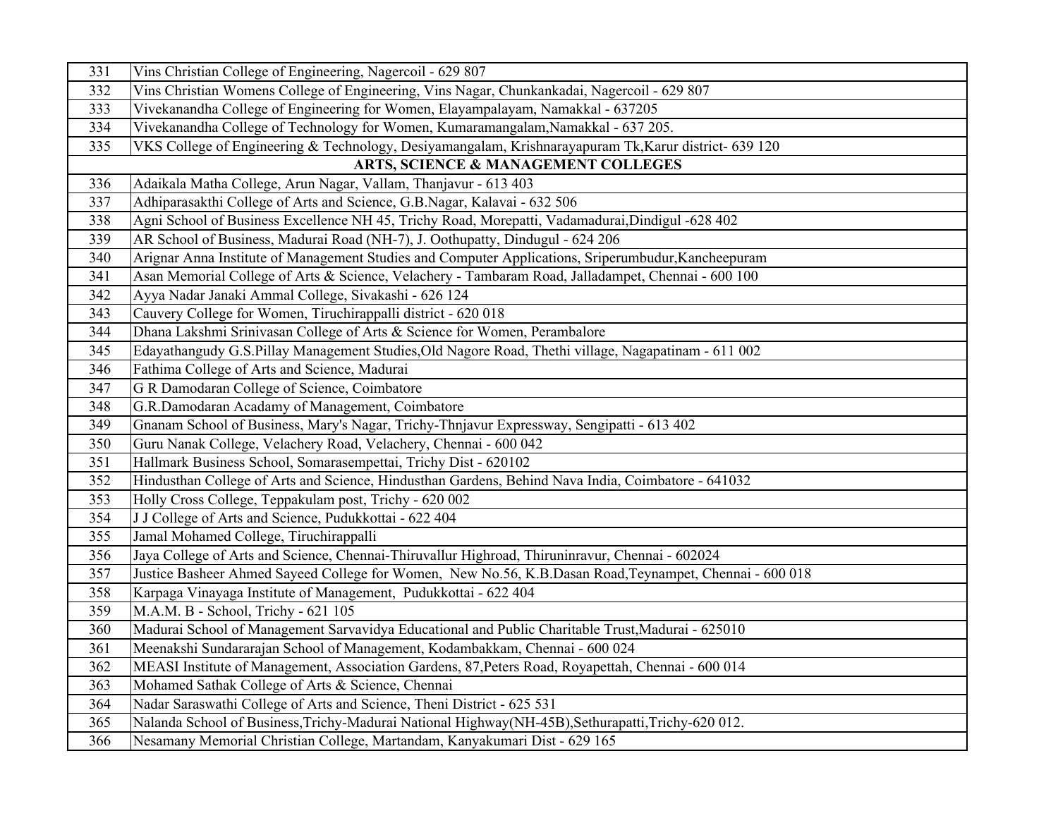| | |
|---|---|
| 331 | Vins Christian College of Engineering, Nagercoil - 629 807 |
| 332 | Vins Christian Womens College of Engineering, Vins Nagar, Chunkankadai, Nagercoil - 629 807 |
| 333 | Vivekanandha College of Engineering for Women, Elayampalayam, Namakkal - 637205 |
| 334 | Vivekanandha College of Technology for Women, Kumaramangalam,Namakkal - 637 205. |
| 335 | VKS College of Engineering & Technology, Desiyamangalam, Krishnarayapuram Tk,Karur district- 639 120 |
| | **ARTS, SCIENCE & MANAGEMENT COLLEGES** |
| 336 | Adaikala Matha College, Arun Nagar, Vallam, Thanjavur - 613 403 |
| 337 | Adhiparasakthi College of Arts and Science, G.B.Nagar, Kalavai - 632 506 |
| 338 | Agni School of Business Excellence NH 45, Trichy Road, Morepatti, Vadamadurai,Dindigul -628 402 |
| 339 | AR School of Business, Madurai Road (NH-7), J. Oothupatty, Dindugul - 624 206 |
| 340 | Arignar Anna Institute of Management Studies and Computer Applications, Sriperumbudur,Kancheepuram |
| 341 | Asan Memorial College of Arts & Science, Velachery - Tambaram Road, Jalladampet, Chennai - 600 100 |
| 342 | Ayya Nadar Janaki Ammal College, Sivakashi - 626 124 |
| 343 | Cauvery College for Women, Tiruchirappalli district - 620 018 |
| 344 | Dhana Lakshmi Srinivasan College of Arts & Science for Women, Perambalore |
| 345 | Edayathangudy G.S.Pillay Management Studies,Old Nagore Road, Thethi village, Nagapatinam - 611 002 |
| 346 | Fathima College of Arts and Science, Madurai |
| 347 | G R Damodaran College of Science, Coimbatore |
| 348 | G.R.Damodaran Acadamy of Management, Coimbatore |
| 349 | Gnanam School of Business, Mary's Nagar, Trichy-Thnjavur Expressway, Sengipatti - 613 402 |
| 350 | Guru Nanak College, Velachery Road, Velachery, Chennai - 600 042 |
| 351 | Hallmark Business School, Somarasempettai, Trichy Dist - 620102 |
| 352 | Hindusthan College of Arts and Science, Hindusthan Gardens, Behind Nava India, Coimbatore - 641032 |
| 353 | Holly Cross College, Teppakulam post, Trichy - 620 002 |
| 354 | J J College of Arts and Science, Pudukkottai - 622 404 |
| 355 | Jamal Mohamed College, Tiruchirappalli |
| 356 | Jaya College of Arts and Science, Chennai-Thiruvallur Highroad, Thiruninravur, Chennai - 602024 |
| 357 | Justice Basheer Ahmed Sayeed College for Women, New No.56, K.B.Dasan Road,Teynampet, Chennai - 600 018 |
| 358 | Karpaga Vinayaga Institute of Management, Pudukkottai - 622 404 |
| 359 | M.A.M. B - School, Trichy - 621 105 |
| 360 | Madurai School of Management Sarvavidya Educational and Public Charitable Trust,Madurai - 625010 |
| 361 | Meenakshi Sundararajan School of Management, Kodambakkam, Chennai - 600 024 |
| 362 | MEASI Institute of Management, Association Gardens, 87,Peters Road, Royapettah, Chennai - 600 014 |
| 363 | Mohamed Sathak College of Arts & Science, Chennai |
| 364 | Nadar Saraswathi College of Arts and Science, Theni District - 625 531 |
| 365 | Nalanda School of Business,Trichy-Madurai National Highway(NH-45B),Sethurapatti,Trichy-620 012. |
| 366 | Nesamany Memorial Christian College, Martandam, Kanyakumari Dist - 629 165 |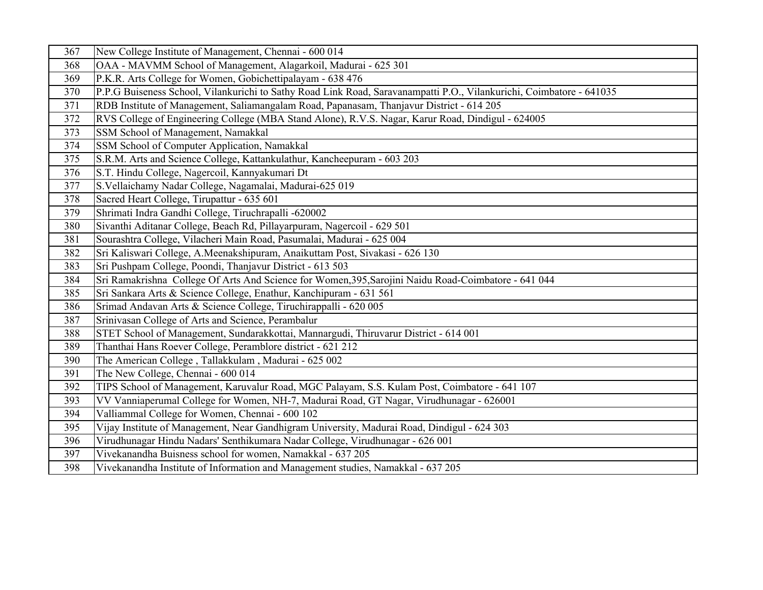| | |
|---|---|
| 367 | New College Institute of Management, Chennai - 600 014 |
| 368 | OAA - MAVMM School of Management, Alagarkoil, Madurai - 625 301 |
| 369 | P.K.R. Arts College for Women, Gobichettipalayam - 638 476 |
| 370 | P.P.G Buiseness School, Vilankurichi to Sathy Road Link Road, Saravanampatti P.O., Vilankurichi, Coimbatore - 641035 |
| 371 | RDB Institute of Management, Saliamangalam Road, Papanasam, Thanjavur District - 614 205 |
| 372 | RVS College of Engineering College (MBA Stand Alone), R.V.S. Nagar, Karur Road, Dindigul - 624005 |
| 373 | SSM School of Management, Namakkal |
| 374 | SSM School of Computer Application, Namakkal |
| 375 | S.R.M. Arts and Science College, Kattankulathur, Kancheepuram - 603 203 |
| 376 | S.T. Hindu College, Nagercoil, Kannyakumari Dt |
| 377 | S.Vellaichamy Nadar College, Nagamalai, Madurai-625 019 |
| 378 | Sacred Heart College, Tirupattur - 635 601 |
| 379 | Shrimati Indra Gandhi College, Tiruchrapalli -620002 |
| 380 | Sivanthi Aditanar College, Beach Rd, Pillayarpuram, Nagercoil - 629 501 |
| 381 | Sourashtra College, Vilacheri Main Road, Pasumalai, Madurai - 625 004 |
| 382 | Sri Kaliswari College, A.Meenakshipuram, Anaikuttam Post, Sivakasi - 626 130 |
| 383 | Sri Pushpam College, Poondi, Thanjavur District - 613 503 |
| 384 | Sri Ramakrishna College Of Arts And Science for Women,395,Sarojini Naidu Road-Coimbatore - 641 044 |
| 385 | Sri Sankara Arts & Science College, Enathur, Kanchipuram - 631 561 |
| 386 | Srimad Andavan Arts & Science College, Tiruchirappalli - 620 005 |
| 387 | Srinivasan College of Arts and Science, Perambalur |
| 388 | STET School of Management, Sundarakkottai, Mannargudi, Thiruvarur District - 614 001 |
| 389 | Thanthai Hans Roever College, Peramblore district - 621 212 |
| 390 | The American College , Tallakkulam , Madurai - 625 002 |
| 391 | The New College, Chennai - 600 014 |
| 392 | TIPS School of Management, Karuvalur Road, MGC Palayam, S.S. Kulam Post, Coimbatore - 641 107 |
| 393 | VV Vanniaperumal College for Women, NH-7, Madurai Road, GT Nagar, Virudhunagar - 626001 |
| 394 | Valliammal College for Women, Chennai - 600 102 |
| 395 | Vijay Institute of Management, Near Gandhigram University, Madurai Road, Dindigul - 624 303 |
| 396 | Virudhunagar Hindu Nadars' Senthikumara Nadar College, Virudhunagar - 626 001 |
| 397 | Vivekanandha Buisness school for women, Namakkal - 637 205 |
| 398 | Vivekanandha Institute of Information and Management studies, Namakkal - 637 205 |